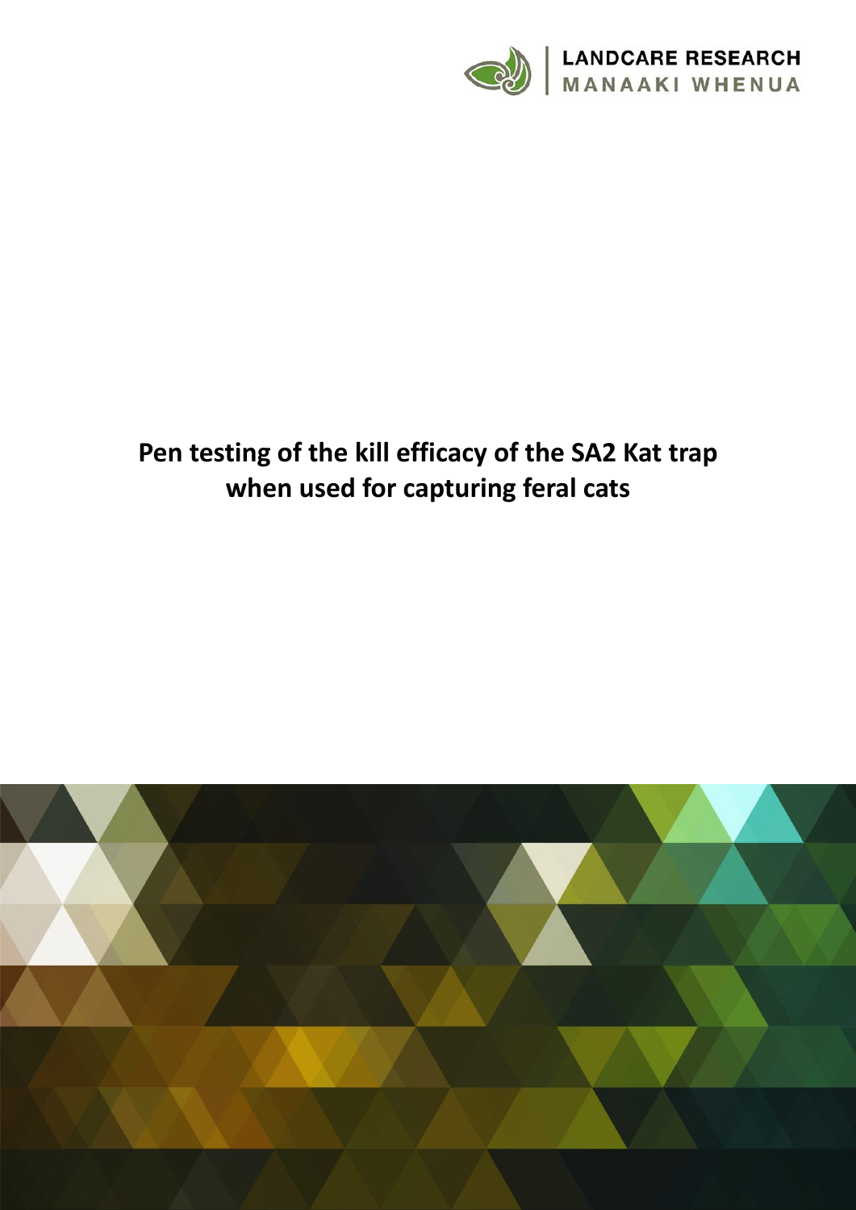LANDCARE RESEARCH
MANAAKI WHENUA

# Pen testing of the kill efficacy of the SA2 Kat trap when used for capturing feral cats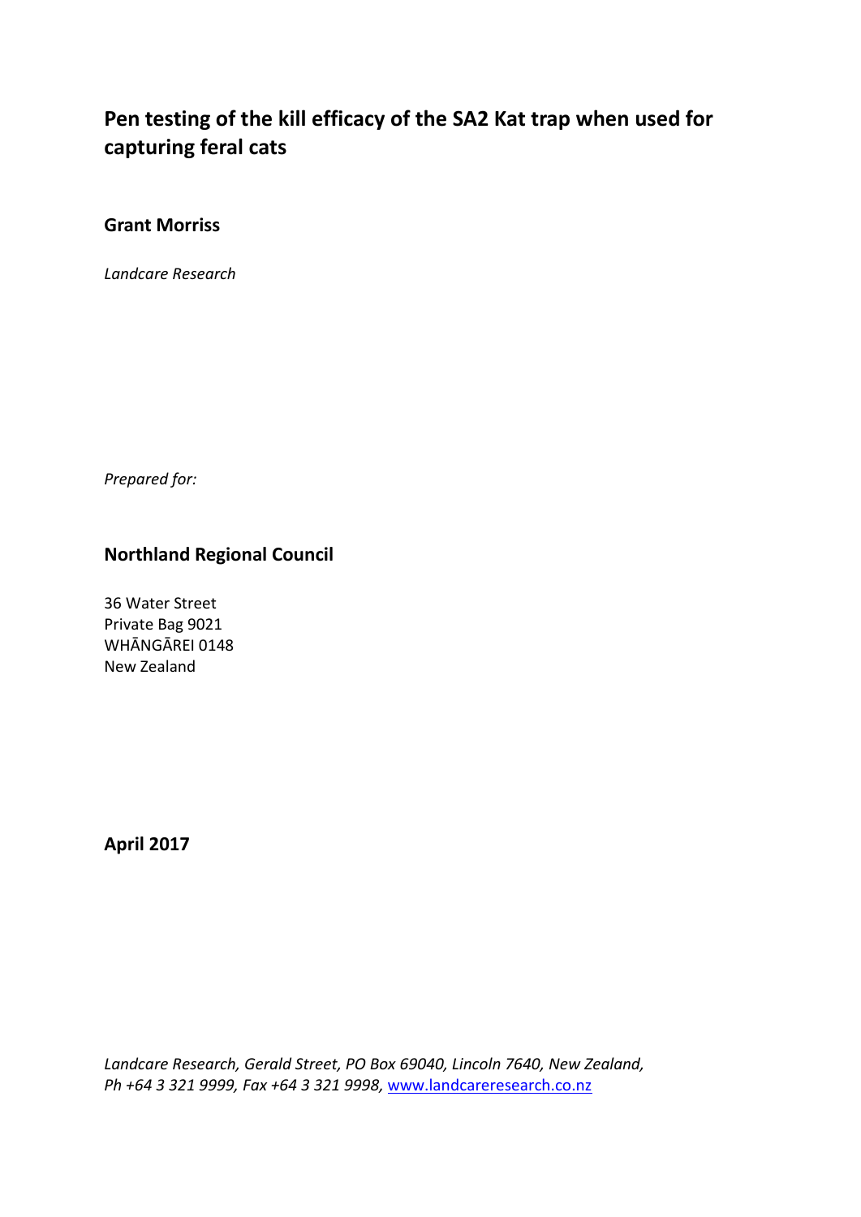# Pen testing of the kill efficacy of the SA2 Kat trap when used for capturing feral cats

**Grant Morriss**

*Landcare Research*

*Prepared for:*

## Northland Regional Council

36 Water Street
Private Bag 9021
WHĀNGĀREI 0148
New Zealand

**April 2017**

*Landcare Research, Gerald Street, PO Box 69040, Lincoln 7640, New Zealand, Ph +64 3 321 9999, Fax +64 3 321 9998,* [www.landcareresearch.co.nz](http://www.landcareresearch.co.nz)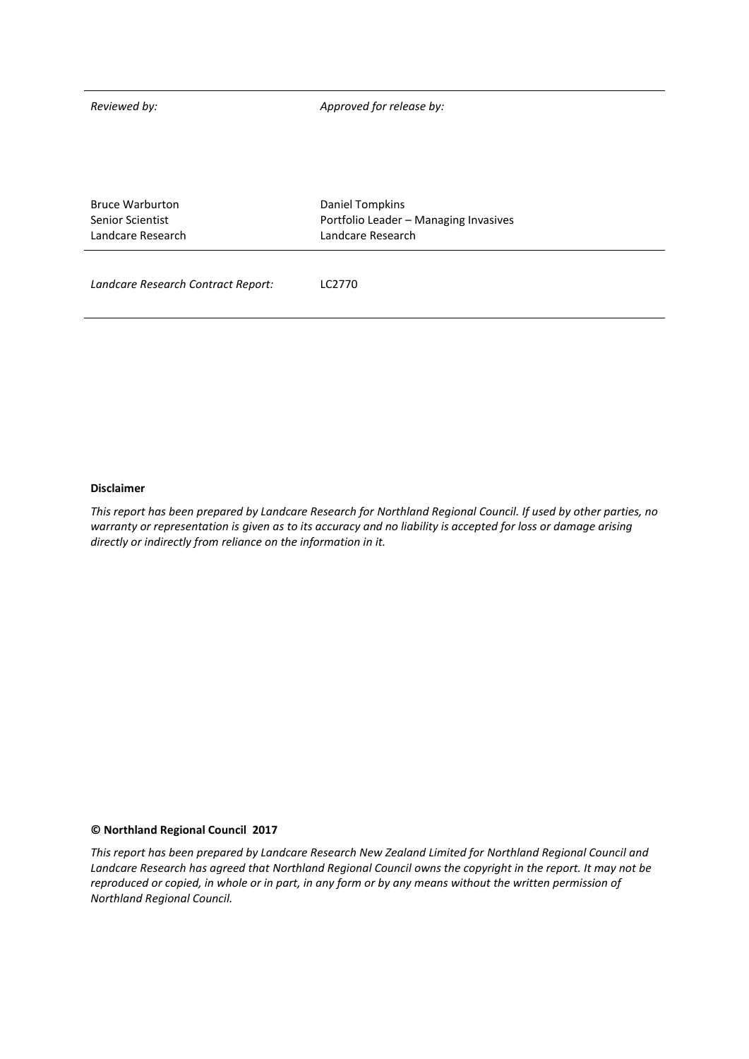| *Reviewed by:* | *Approved for release by:* |
| --- | --- |
| Bruce Warburton<br>Senior Scientist<br>Landcare Research | Daniel Tompkins<br>Portfolio Leader – Managing Invasives<br>Landcare Research |
| *Landcare Research Contract Report:* | LC2770 |

**Disclaimer**

*This report has been prepared by Landcare Research for Northland Regional Council. If used by other parties, no warranty or representation is given as to its accuracy and no liability is accepted for loss or damage arising directly or indirectly from reliance on the information in it.*

**© Northland Regional Council 2017**

*This report has been prepared by Landcare Research New Zealand Limited for Northland Regional Council and Landcare Research has agreed that Northland Regional Council owns the copyright in the report. It may not be reproduced or copied, in whole or in part, in any form or by any means without the written permission of Northland Regional Council.*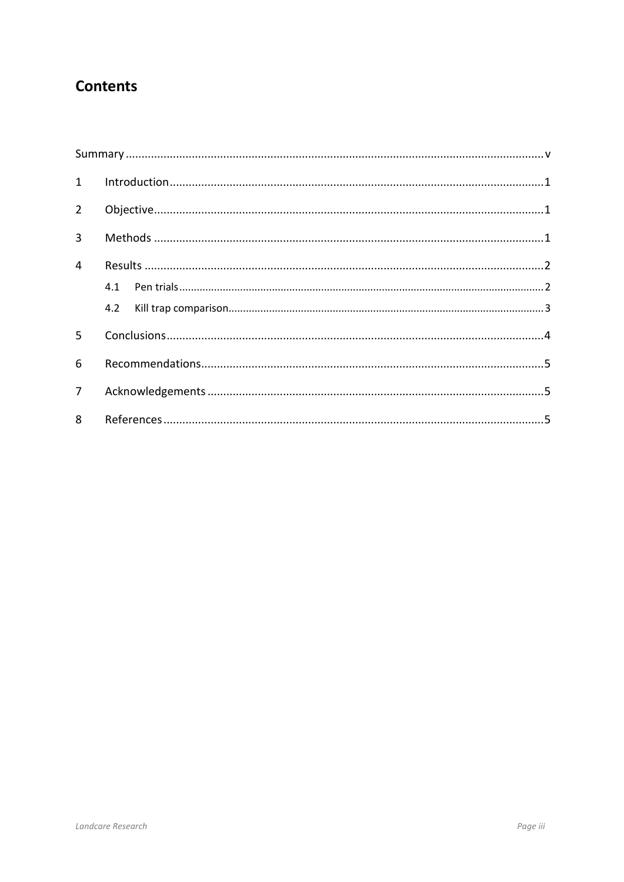# Contents

Summary .................................................................................................................................... v

1 Introduction ..................................................................................................................... 1

2 Objective .......................................................................................................................... 1

3 Methods ........................................................................................................................... 1

4 Results ............................................................................................................................. 2

 4.1 Pen trials ..................................................................................................................... 2

 4.2 Kill trap comparison .................................................................................................... 3

5 Conclusions ...................................................................................................................... 4

6 Recommendations ........................................................................................................... 5

7 Acknowledgements .......................................................................................................... 5

8 References ....................................................................................................................... 5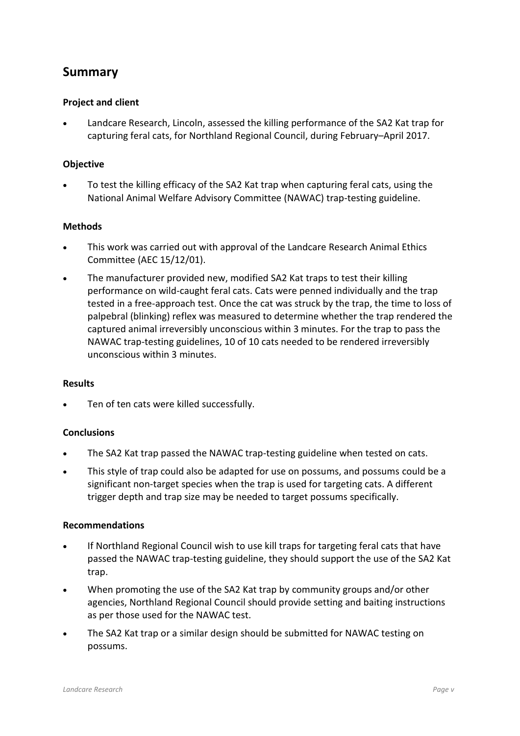## Summary

### Project and client

- Landcare Research, Lincoln, assessed the killing performance of the SA2 Kat trap for capturing feral cats, for Northland Regional Council, during February–April 2017.

### Objective

- To test the killing efficacy of the SA2 Kat trap when capturing feral cats, using the National Animal Welfare Advisory Committee (NAWAC) trap-testing guideline.

### Methods

- This work was carried out with approval of the Landcare Research Animal Ethics Committee (AEC 15/12/01).
- The manufacturer provided new, modified SA2 Kat traps to test their killing performance on wild-caught feral cats. Cats were penned individually and the trap tested in a free-approach test. Once the cat was struck by the trap, the time to loss of palpebral (blinking) reflex was measured to determine whether the trap rendered the captured animal irreversibly unconscious within 3 minutes. For the trap to pass the NAWAC trap-testing guidelines, 10 of 10 cats needed to be rendered irreversibly unconscious within 3 minutes.

### Results

- Ten of ten cats were killed successfully.

### Conclusions

- The SA2 Kat trap passed the NAWAC trap-testing guideline when tested on cats.
- This style of trap could also be adapted for use on possums, and possums could be a significant non-target species when the trap is used for targeting cats. A different trigger depth and trap size may be needed to target possums specifically.

### Recommendations

- If Northland Regional Council wish to use kill traps for targeting feral cats that have passed the NAWAC trap-testing guideline, they should support the use of the SA2 Kat trap.
- When promoting the use of the SA2 Kat trap by community groups and/or other agencies, Northland Regional Council should provide setting and baiting instructions as per those used for the NAWAC test.
- The SA2 Kat trap or a similar design should be submitted for NAWAC testing on possums.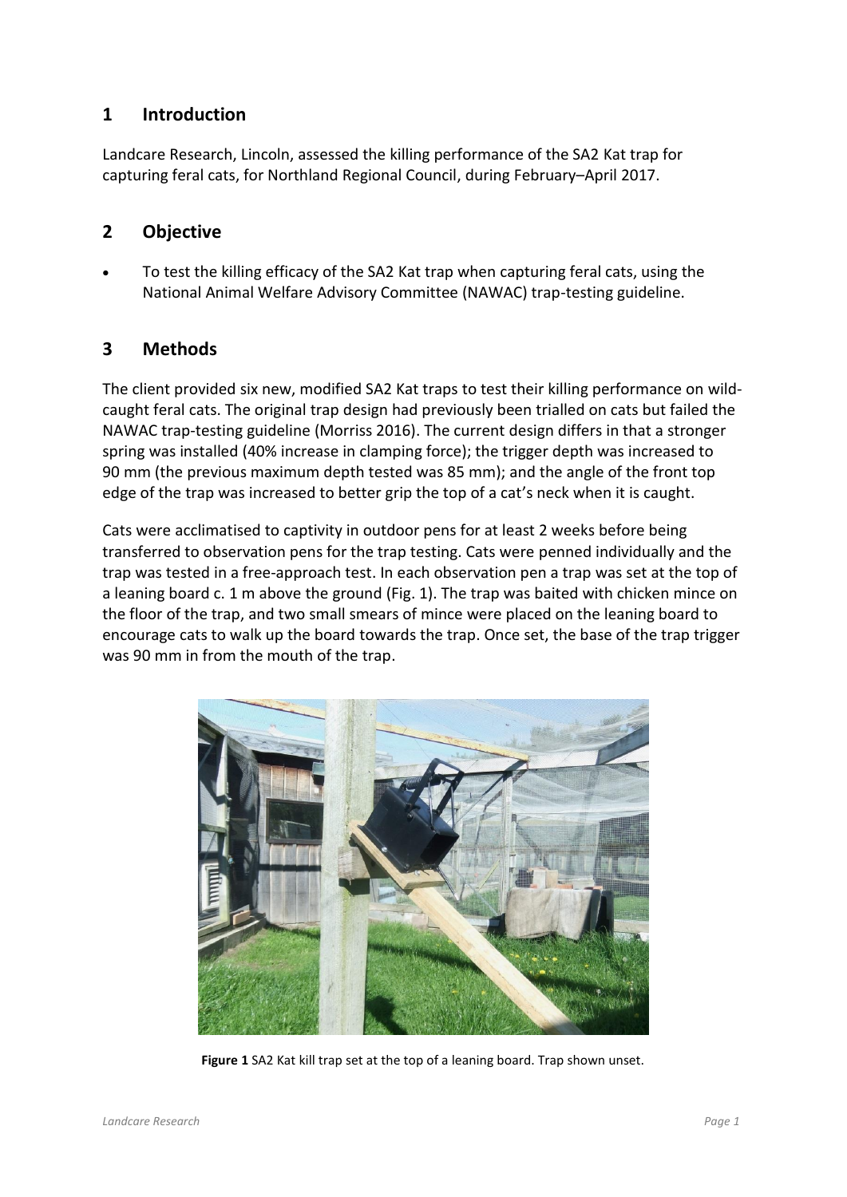## 1 Introduction

Landcare Research, Lincoln, assessed the killing performance of the SA2 Kat trap for capturing feral cats, for Northland Regional Council, during February–April 2017.

## 2 Objective

- To test the killing efficacy of the SA2 Kat trap when capturing feral cats, using the National Animal Welfare Advisory Committee (NAWAC) trap-testing guideline.

## 3 Methods

The client provided six new, modified SA2 Kat traps to test their killing performance on wild-caught feral cats. The original trap design had previously been trialled on cats but failed the NAWAC trap-testing guideline (Morriss 2016). The current design differs in that a stronger spring was installed (40% increase in clamping force); the trigger depth was increased to 90 mm (the previous maximum depth tested was 85 mm); and the angle of the front top edge of the trap was increased to better grip the top of a cat's neck when it is caught.

Cats were acclimatised to captivity in outdoor pens for at least 2 weeks before being transferred to observation pens for the trap testing. Cats were penned individually and the trap was tested in a free-approach test. In each observation pen a trap was set at the top of a leaning board c. 1 m above the ground (Fig. 1). The trap was baited with chicken mince on the floor of the trap, and two small smears of mince were placed on the leaning board to encourage cats to walk up the board towards the trap. Once set, the base of the trap trigger was 90 mm in from the mouth of the trap.

**Figure 1** SA2 Kat kill trap set at the top of a leaning board. Trap shown unset.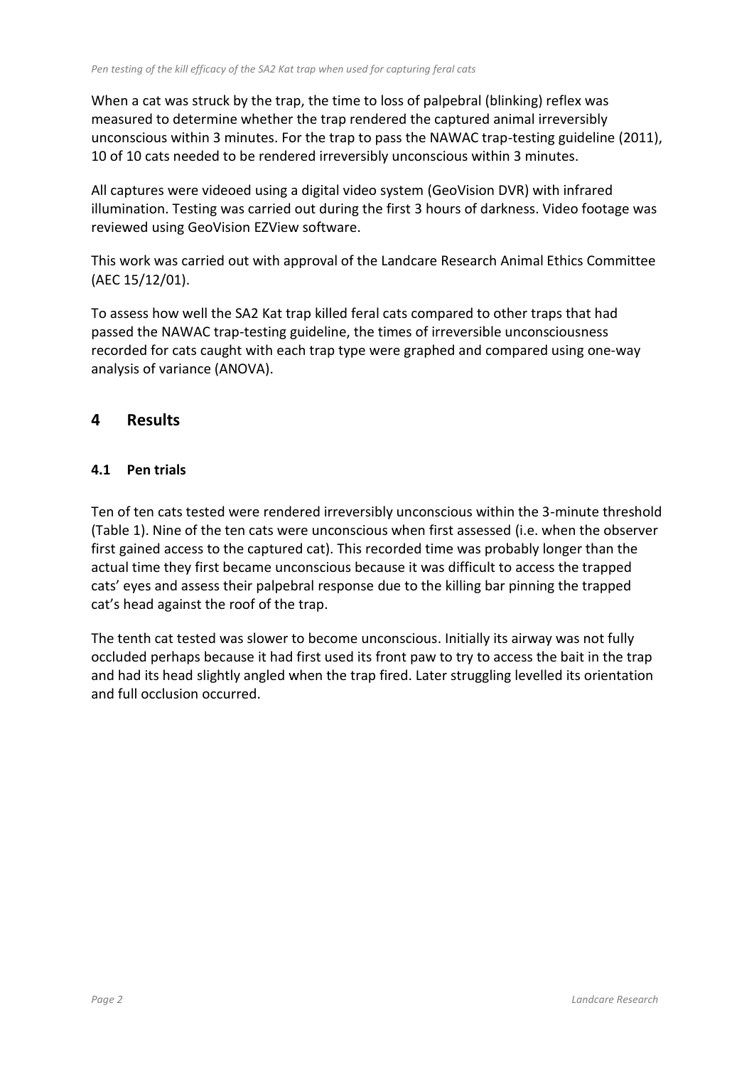When a cat was struck by the trap, the time to loss of palpebral (blinking) reflex was measured to determine whether the trap rendered the captured animal irreversibly unconscious within 3 minutes. For the trap to pass the NAWAC trap-testing guideline (2011), 10 of 10 cats needed to be rendered irreversibly unconscious within 3 minutes.

All captures were videoed using a digital video system (GeoVision DVR) with infrared illumination. Testing was carried out during the first 3 hours of darkness. Video footage was reviewed using GeoVision EZView software.

This work was carried out with approval of the Landcare Research Animal Ethics Committee (AEC 15/12/01).

To assess how well the SA2 Kat trap killed feral cats compared to other traps that had passed the NAWAC trap-testing guideline, the times of irreversible unconsciousness recorded for cats caught with each trap type were graphed and compared using one-way analysis of variance (ANOVA).

# 4 Results

## 4.1 Pen trials

Ten of ten cats tested were rendered irreversibly unconscious within the 3-minute threshold (Table 1). Nine of the ten cats were unconscious when first assessed (i.e. when the observer first gained access to the captured cat). This recorded time was probably longer than the actual time they first became unconscious because it was difficult to access the trapped cats' eyes and assess their palpebral response due to the killing bar pinning the trapped cat's head against the roof of the trap.

The tenth cat tested was slower to become unconscious. Initially its airway was not fully occluded perhaps because it had first used its front paw to try to access the bait in the trap and had its head slightly angled when the trap fired. Later struggling levelled its orientation and full occlusion occurred.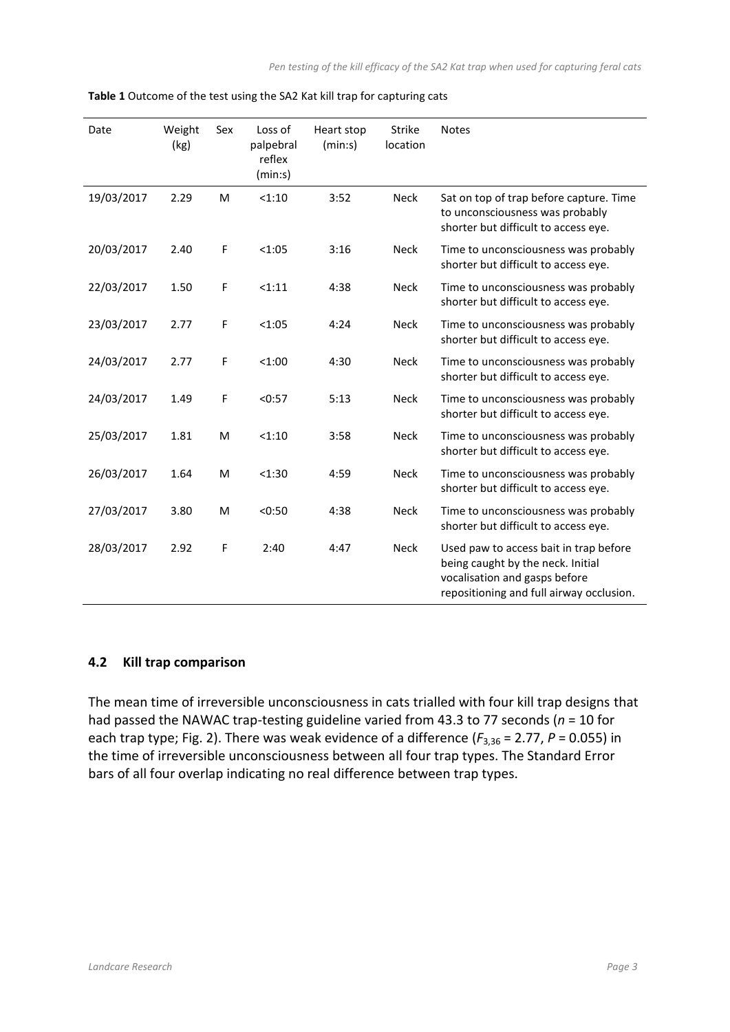**Table 1** Outcome of the test using the SA2 Kat kill trap for capturing cats

| Date | Weight (kg) | Sex | Loss of palpebral reflex (min:s) | Heart stop (min:s) | Strike location | Notes |
|---|---|---|---|---|---|---|
| 19/03/2017 | 2.29 | M | <1:10 | 3:52 | Neck | Sat on top of trap before capture. Time to unconsciousness was probably shorter but difficult to access eye. |
| 20/03/2017 | 2.40 | F | <1:05 | 3:16 | Neck | Time to unconsciousness was probably shorter but difficult to access eye. |
| 22/03/2017 | 1.50 | F | <1:11 | 4:38 | Neck | Time to unconsciousness was probably shorter but difficult to access eye. |
| 23/03/2017 | 2.77 | F | <1:05 | 4:24 | Neck | Time to unconsciousness was probably shorter but difficult to access eye. |
| 24/03/2017 | 2.77 | F | <1:00 | 4:30 | Neck | Time to unconsciousness was probably shorter but difficult to access eye. |
| 24/03/2017 | 1.49 | F | <0:57 | 5:13 | Neck | Time to unconsciousness was probably shorter but difficult to access eye. |
| 25/03/2017 | 1.81 | M | <1:10 | 3:58 | Neck | Time to unconsciousness was probably shorter but difficult to access eye. |
| 26/03/2017 | 1.64 | M | <1:30 | 4:59 | Neck | Time to unconsciousness was probably shorter but difficult to access eye. |
| 27/03/2017 | 3.80 | M | <0:50 | 4:38 | Neck | Time to unconsciousness was probably shorter but difficult to access eye. |
| 28/03/2017 | 2.92 | F | 2:40 | 4:47 | Neck | Used paw to access bait in trap before being caught by the neck. Initial vocalisation and gasps before repositioning and full airway occlusion. |

## 4.2 Kill trap comparison

The mean time of irreversible unconsciousness in cats trialled with four kill trap designs that had passed the NAWAC trap-testing guideline varied from 43.3 to 77 seconds ($n$ = 10 for each trap type; Fig. 2). There was weak evidence of a difference ($F_{3,36} = 2.77$, $P = 0.055$) in the time of irreversible unconsciousness between all four trap types. The Standard Error bars of all four overlap indicating no real difference between trap types.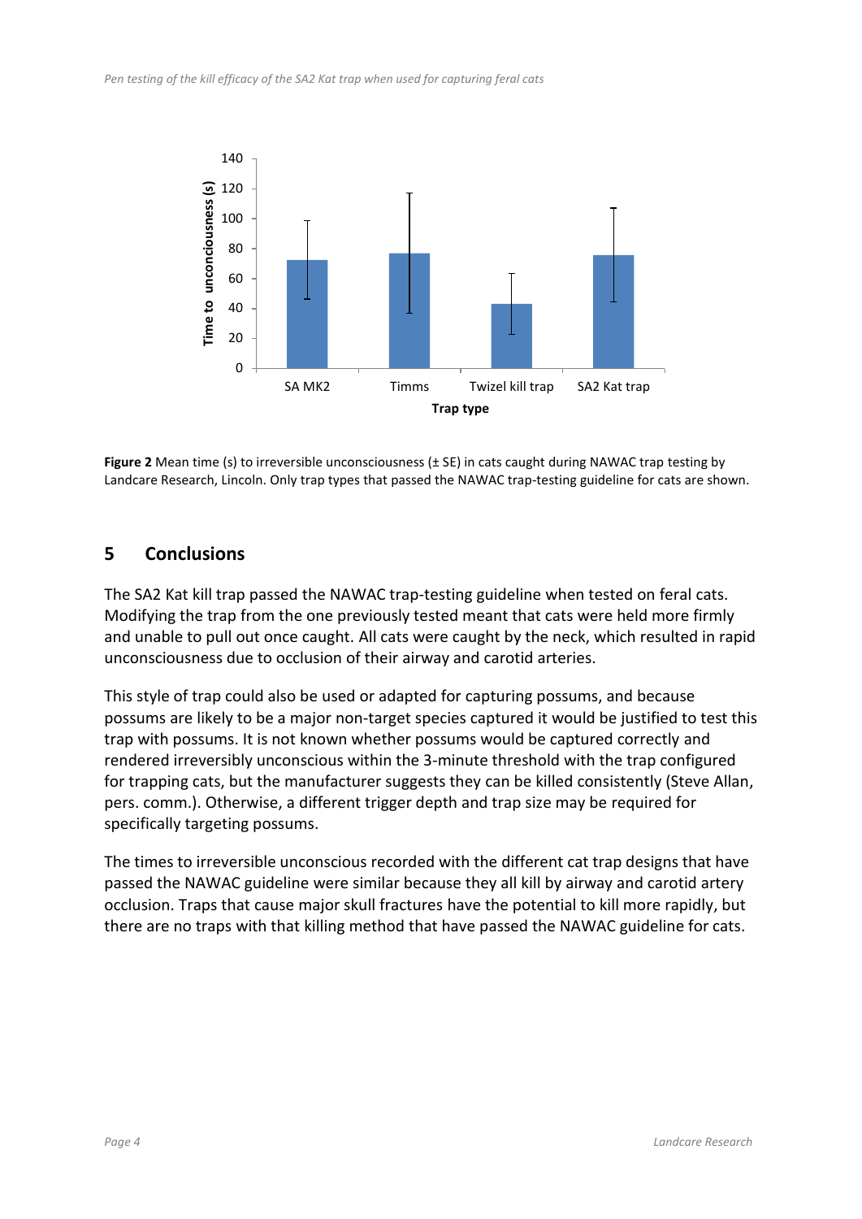**Figure 2** Mean time (s) to irreversible unconsciousness (± SE) in cats caught during NAWAC trap testing by Landcare Research, Lincoln. Only trap types that passed the NAWAC trap-testing guideline for cats are shown.

## 5 Conclusions

The SA2 Kat kill trap passed the NAWAC trap-testing guideline when tested on feral cats. Modifying the trap from the one previously tested meant that cats were held more firmly and unable to pull out once caught. All cats were caught by the neck, which resulted in rapid unconsciousness due to occlusion of their airway and carotid arteries.

This style of trap could also be used or adapted for capturing possums, and because possums are likely to be a major non-target species captured it would be justified to test this trap with possums. It is not known whether possums would be captured correctly and rendered irreversibly unconscious within the 3-minute threshold with the trap configured for trapping cats, but the manufacturer suggests they can be killed consistently (Steve Allan, pers. comm.). Otherwise, a different trigger depth and trap size may be required for specifically targeting possums.

The times to irreversible unconscious recorded with the different cat trap designs that have passed the NAWAC guideline were similar because they all kill by airway and carotid artery occlusion. Traps that cause major skull fractures have the potential to kill more rapidly, but there are no traps with that killing method that have passed the NAWAC guideline for cats.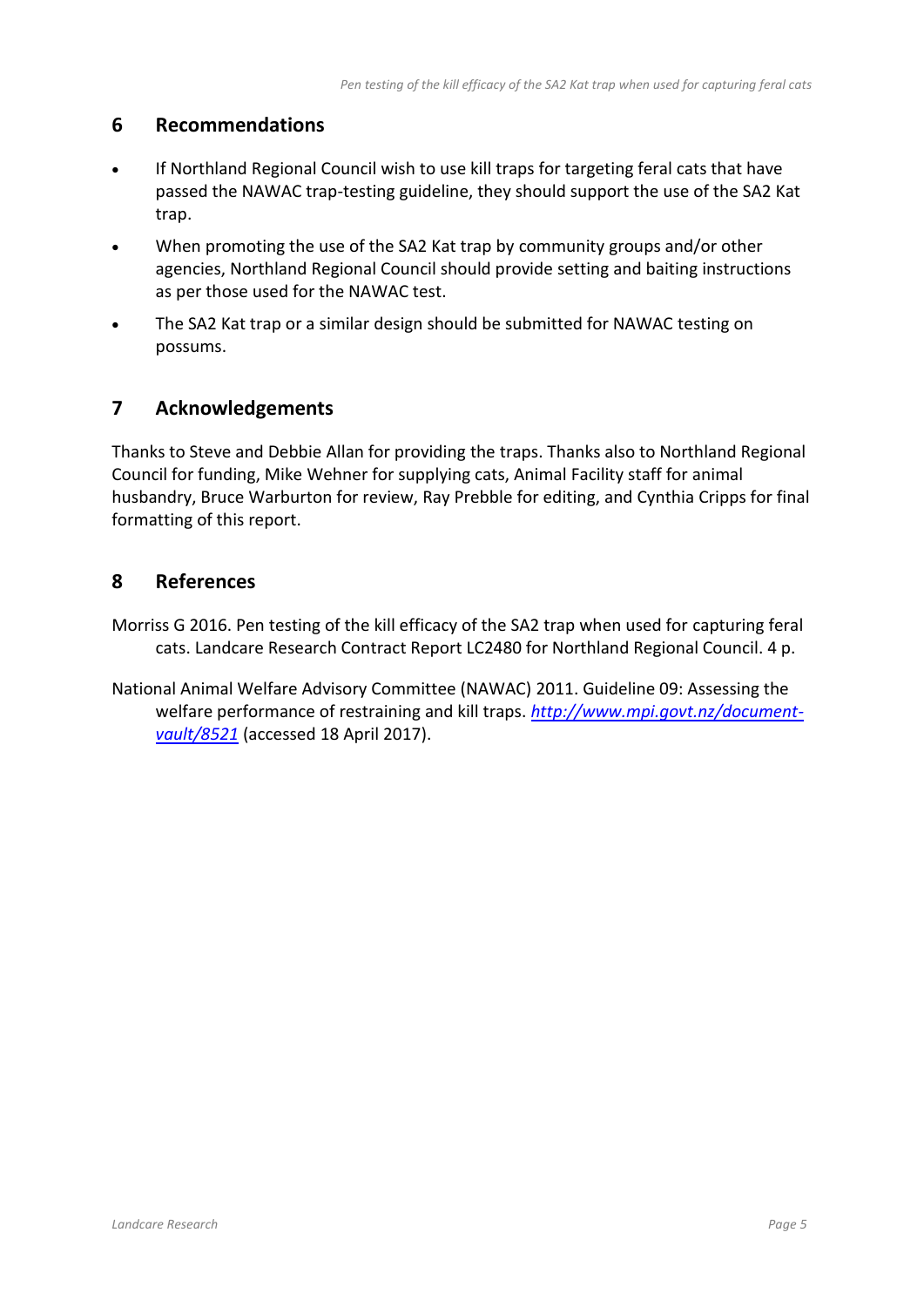## 6 Recommendations

- If Northland Regional Council wish to use kill traps for targeting feral cats that have passed the NAWAC trap-testing guideline, they should support the use of the SA2 Kat trap.
- When promoting the use of the SA2 Kat trap by community groups and/or other agencies, Northland Regional Council should provide setting and baiting instructions as per those used for the NAWAC test.
- The SA2 Kat trap or a similar design should be submitted for NAWAC testing on possums.

## 7 Acknowledgements

Thanks to Steve and Debbie Allan for providing the traps. Thanks also to Northland Regional Council for funding, Mike Wehner for supplying cats, Animal Facility staff for animal husbandry, Bruce Warburton for review, Ray Prebble for editing, and Cynthia Cripps for final formatting of this report.

## 8 References

Morriss G 2016. Pen testing of the kill efficacy of the SA2 trap when used for capturing feral cats. Landcare Research Contract Report LC2480 for Northland Regional Council. 4 p.

National Animal Welfare Advisory Committee (NAWAC) 2011. Guideline 09: Assessing the welfare performance of restraining and kill traps. *http://www.mpi.govt.nz/document-vault/8521* (accessed 18 April 2017).